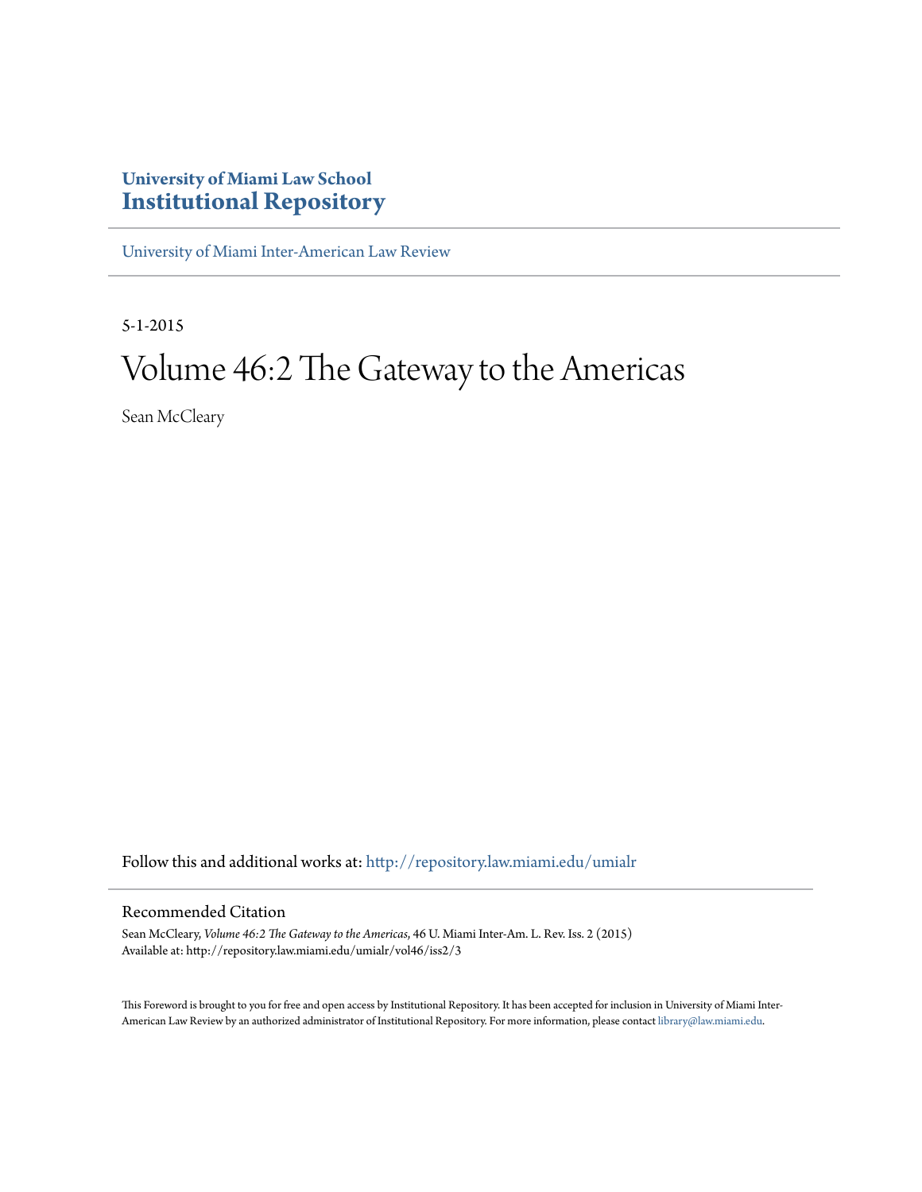**University of Miami Law School**
# Institutional Repository

University of Miami Inter-American Law Review

---

5-1-2015

# Volume 46:2 The Gateway to the Americas

Sean McCleary

Follow this and additional works at: http://repository.law.miami.edu/umialr

## Recommended Citation

Sean McCleary, *Volume 46:2 The Gateway to the Americas*, 46 U. Miami Inter-Am. L. Rev. Iss. 2 (2015)
Available at: http://repository.law.miami.edu/umialr/vol46/iss2/3

This Foreword is brought to you for free and open access by Institutional Repository. It has been accepted for inclusion in University of Miami Inter-American Law Review by an authorized administrator of Institutional Repository. For more information, please contact library@law.miami.edu.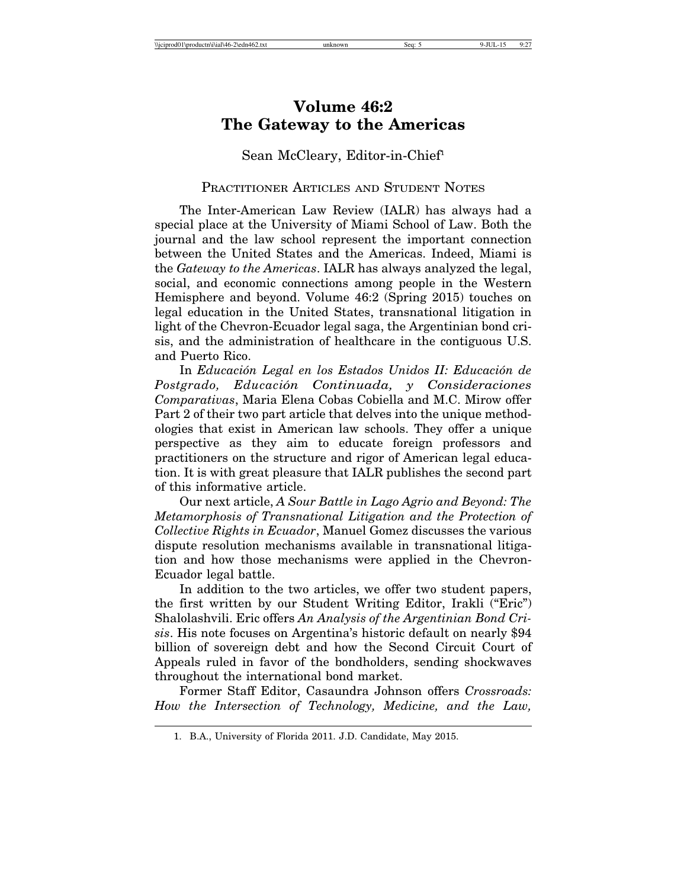# Volume 46:2
# The Gateway to the Americas

Sean McCleary, Editor-in-Chief[1]

## Practitioner Articles and Student Notes

The Inter-American Law Review (IALR) has always had a special place at the University of Miami School of Law. Both the journal and the law school represent the important connection between the United States and the Americas. Indeed, Miami is the *Gateway to the Americas*. IALR has always analyzed the legal, social, and economic connections among people in the Western Hemisphere and beyond. Volume 46:2 (Spring 2015) touches on legal education in the United States, transnational litigation in light of the Chevron-Ecuador legal saga, the Argentinian bond crisis, and the administration of healthcare in the contiguous U.S. and Puerto Rico.

In *Educación Legal en los Estados Unidos II: Educación de Postgrado, Educación Continuada, y Consideraciones Comparativas*, Maria Elena Cobas Cobiella and M.C. Mirow offer Part 2 of their two part article that delves into the unique methodologies that exist in American law schools. They offer a unique perspective as they aim to educate foreign professors and practitioners on the structure and rigor of American legal education. It is with great pleasure that IALR publishes the second part of this informative article.

Our next article, *A Sour Battle in Lago Agrio and Beyond: The Metamorphosis of Transnational Litigation and the Protection of Collective Rights in Ecuador*, Manuel Gomez discusses the various dispute resolution mechanisms available in transnational litigation and how those mechanisms were applied in the Chevron-Ecuador legal battle.

In addition to the two articles, we offer two student papers, the first written by our Student Writing Editor, Irakli ("Eric") Shalolashvili. Eric offers *An Analysis of the Argentinian Bond Crisis*. His note focuses on Argentina's historic default on nearly $94 billion of sovereign debt and how the Second Circuit Court of Appeals ruled in favor of the bondholders, sending shockwaves throughout the international bond market.

Former Staff Editor, Casaundra Johnson offers *Crossroads: How the Intersection of Technology, Medicine, and the Law,*

1. B.A., University of Florida 2011. J.D. Candidate, May 2015.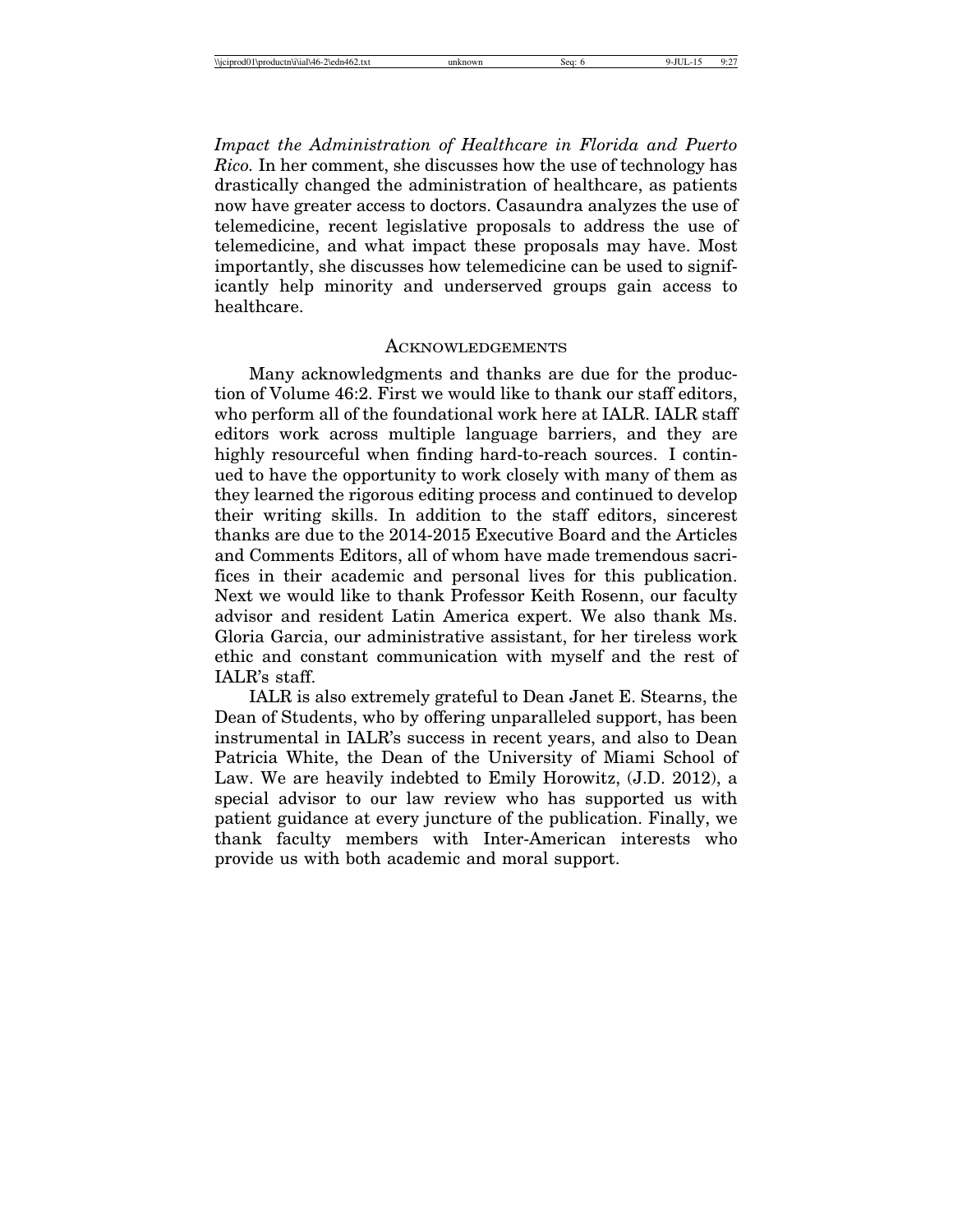*Impact the Administration of Healthcare in Florida and Puerto Rico.* In her comment, she discusses how the use of technology has drastically changed the administration of healthcare, as patients now have greater access to doctors. Casaundra analyzes the use of telemedicine, recent legislative proposals to address the use of telemedicine, and what impact these proposals may have. Most importantly, she discusses how telemedicine can be used to significantly help minority and underserved groups gain access to healthcare.

## Acknowledgements

Many acknowledgments and thanks are due for the production of Volume 46:2. First we would like to thank our staff editors, who perform all of the foundational work here at IALR. IALR staff editors work across multiple language barriers, and they are highly resourceful when finding hard-to-reach sources. I continued to have the opportunity to work closely with many of them as they learned the rigorous editing process and continued to develop their writing skills. In addition to the staff editors, sincerest thanks are due to the 2014-2015 Executive Board and the Articles and Comments Editors, all of whom have made tremendous sacrifices in their academic and personal lives for this publication. Next we would like to thank Professor Keith Rosenn, our faculty advisor and resident Latin America expert. We also thank Ms. Gloria Garcia, our administrative assistant, for her tireless work ethic and constant communication with myself and the rest of IALR's staff.

IALR is also extremely grateful to Dean Janet E. Stearns, the Dean of Students, who by offering unparalleled support, has been instrumental in IALR's success in recent years, and also to Dean Patricia White, the Dean of the University of Miami School of Law. We are heavily indebted to Emily Horowitz, (J.D. 2012), a special advisor to our law review who has supported us with patient guidance at every juncture of the publication. Finally, we thank faculty members with Inter-American interests who provide us with both academic and moral support.